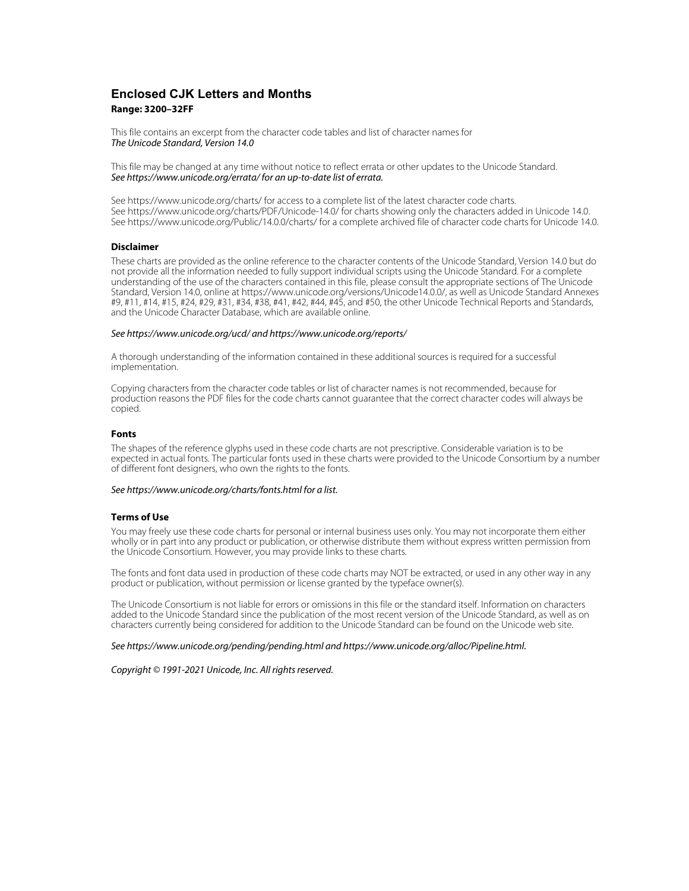# Enclosed CJK Letters and Months

**Range: 3200–32FF**

This file contains an excerpt from the character code tables and list of character names for
*The Unicode Standard, Version 14.0*

This file may be changed at any time without notice to reflect errata or other updates to the Unicode Standard.
*See https://www.unicode.org/errata/ for an up-to-date list of errata.*

See https://www.unicode.org/charts/ for access to a complete list of the latest character code charts.
See https://www.unicode.org/charts/PDF/Unicode-14.0/ for charts showing only the characters added in Unicode 14.0.
See https://www.unicode.org/Public/14.0.0/charts/ for a complete archived file of character code charts for Unicode 14.0.

## Disclaimer

These charts are provided as the online reference to the character contents of the Unicode Standard, Version 14.0 but do not provide all the information needed to fully support individual scripts using the Unicode Standard. For a complete understanding of the use of the characters contained in this file, please consult the appropriate sections of The Unicode Standard, Version 14.0, online at https://www.unicode.org/versions/Unicode14.0.0/, as well as Unicode Standard Annexes #9, #11, #14, #15, #24, #29, #31, #34, #38, #41, #42, #44, #45, and #50, the other Unicode Technical Reports and Standards, and the Unicode Character Database, which are available online.

*See https://www.unicode.org/ucd/ and https://www.unicode.org/reports/*

A thorough understanding of the information contained in these additional sources is required for a successful implementation.

Copying characters from the character code tables or list of character names is not recommended, because for production reasons the PDF files for the code charts cannot guarantee that the correct character codes will always be copied.

## Fonts

The shapes of the reference glyphs used in these code charts are not prescriptive. Considerable variation is to be expected in actual fonts. The particular fonts used in these charts were provided to the Unicode Consortium by a number of different font designers, who own the rights to the fonts.

*See https://www.unicode.org/charts/fonts.html for a list.*

## Terms of Use

You may freely use these code charts for personal or internal business uses only. You may not incorporate them either wholly or in part into any product or publication, or otherwise distribute them without express written permission from the Unicode Consortium. However, you may provide links to these charts.

The fonts and font data used in production of these code charts may NOT be extracted, or used in any other way in any product or publication, without permission or license granted by the typeface owner(s).

The Unicode Consortium is not liable for errors or omissions in this file or the standard itself. Information on characters added to the Unicode Standard since the publication of the most recent version of the Unicode Standard, as well as on characters currently being considered for addition to the Unicode Standard can be found on the Unicode web site.

*See https://www.unicode.org/pending/pending.html and https://www.unicode.org/alloc/Pipeline.html.*

*Copyright © 1991-2021 Unicode, Inc. All rights reserved.*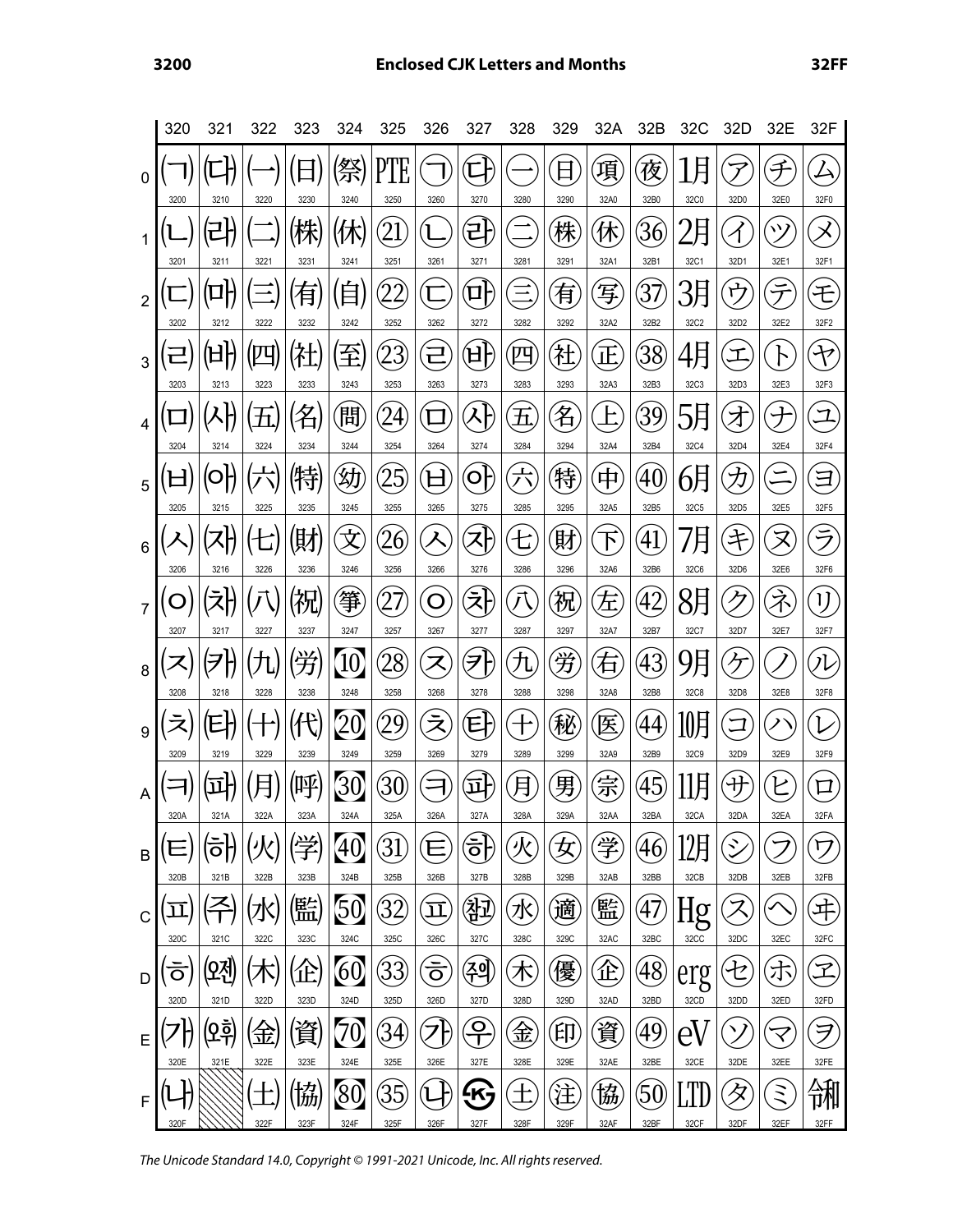# Enclosed CJK Letters and Months

3200–32FF

| | 320 | 321 | 322 | 323 | 324 | 325 | 326 | 327 | 328 | 329 | 32A | 32B | 32C | 32D | 32E | 32F |
|---|---|---|---|---|---|---|---|---|---|---|---|---|---|---|---|---|
| 0 | ㈀ 3200 | ㈐ 3210 | ㈠ 3220 | ㈰ 3230 | ㉀ 3240 | ㉐ 3250 | ㉠ 3260 | ㉰ 3270 | ㊀ 3280 | ㊐ 3290 | ㊠ 32A0 | ㊰ 32B0 | ㋀ 32C0 | ㋐ 32D0 | ㋠ 32E0 | ㋰ 32F0 |
| 1 | ㈁ 3201 | ㈑ 3211 | ㈡ 3221 | ㈱ 3231 | ㉁ 3241 | ㉑ 3251 | ㉡ 3261 | ㉱ 3271 | ㊁ 3281 | ㊑ 3291 | ㊡ 32A1 | ㊱ 32B1 | ㋁ 32C1 | ㋑ 32D1 | ㋡ 32E1 | ㋱ 32F1 |
| 2 | ㈂ 3202 | ㈒ 3212 | ㈢ 3222 | ㈲ 3232 | ㉂ 3242 | ㉒ 3252 | ㉢ 3262 | ㉲ 3272 | ㊂ 3282 | ㊒ 3292 | ㊢ 32A2 | ㊲ 32B2 | ㋂ 32C2 | ㋒ 32D2 | ㋢ 32E2 | ㋲ 32F2 |
| 3 | ㈃ 3203 | ㈓ 3213 | ㈣ 3223 | ㈳ 3233 | ㉃ 3243 | ㉓ 3253 | ㉣ 3263 | ㉳ 3273 | ㊃ 3283 | ㊓ 3293 | ㊣ 32A3 | ㊳ 32B3 | ㋃ 32C3 | ㋓ 32D3 | ㋣ 32E3 | ㋳ 32F3 |
| 4 | ㈄ 3204 | ㈔ 3214 | ㈤ 3224 | ㈴ 3234 | ㉄ 3244 | ㉔ 3254 | ㉤ 3264 | ㉴ 3274 | ㊄ 3284 | ㊔ 3294 | ㊤ 32A4 | ㊴ 32B4 | ㋄ 32C4 | ㋔ 32D4 | ㋤ 32E4 | ㋴ 32F4 |
| 5 | ㈅ 3205 | ㈕ 3215 | ㈥ 3225 | ㈵ 3235 | ㉅ 3245 | ㉕ 3255 | ㉥ 3265 | ㉵ 3275 | ㊅ 3285 | ㊕ 3295 | ㊥ 32A5 | ㊵ 32B5 | ㋅ 32C5 | ㋕ 32D5 | ㋥ 32E5 | ㋵ 32F5 |
| 6 | ㈆ 3206 | ㈖ 3216 | ㈦ 3226 | ㈶ 3236 | ㉆ 3246 | ㉖ 3256 | ㉦ 3266 | ㉶ 3276 | ㊆ 3286 | ㊖ 3296 | ㊦ 32A6 | ㊶ 32B6 | ㋆ 32C6 | ㋖ 32D6 | ㋦ 32E6 | ㋶ 32F6 |
| 7 | ㈇ 3207 | ㈗ 3217 | ㈧ 3227 | ㈷ 3237 | ㉇ 3247 | ㉗ 3257 | ㉧ 3267 | ㉷ 3277 | ㊇ 3287 | ㊗ 3297 | ㊧ 32A7 | ㊷ 32B7 | ㋇ 32C7 | ㋗ 32D7 | ㋧ 32E7 | ㋷ 32F7 |
| 8 | ㈈ 3208 | ㈘ 3218 | ㈨ 3228 | ㈸ 3238 | ㉈ 3248 | ㉘ 3258 | ㉨ 3268 | ㉸ 3278 | ㊈ 3288 | ㊘ 3298 | ㊨ 32A8 | ㊸ 32B8 | ㋈ 32C8 | ㋘ 32D8 | ㋨ 32E8 | ㋸ 32F8 |
| 9 | ㈉ 3209 | ㈙ 3219 | ㈩ 3229 | ㈹ 3239 | ㉉ 3249 | ㉙ 3259 | ㉩ 3269 | ㉹ 3279 | ㊉ 3289 | ㊙ 3299 | ㊩ 32A9 | ㊹ 32B9 | ㋉ 32C9 | ㋙ 32D9 | ㋩ 32E9 | ㋹ 32F9 |
| A | ㈊ 320A | ㈚ 321A | ㈪ 322A | ㈺ 323A | ㉊ 324A | ㉚ 325A | ㉪ 326A | ㉺ 327A | ㊊ 328A | ㊚ 329A | ㊪ 32AA | ㊺ 32BA | ㋊ 32CA | ㋚ 32DA | ㋪ 32EA | ㋺ 32FA |
| B | ㈋ 320B | ㈛ 321B | ㈫ 322B | ㈻ 323B | ㉋ 324B | ㉛ 325B | ㉫ 326B | ㉻ 327B | ㊋ 328B | ㊛ 329B | ㊫ 32AB | ㊻ 32BB | ㋋ 32CB | ㋛ 32DB | ㋫ 32EB | ㋻ 32FB |
| C | ㈌ 320C | ㈜ 321C | ㈬ 322C | ㈼ 323C | ㉌ 324C | ㉜ 325C | ㉬ 326C | ㉼ 327C | ㊌ 328C | ㊜ 329C | ㊬ 32AC | ㊼ 32BC | ㋌ 32CC | ㋜ 32DC | ㋬ 32EC | ㋼ 32FC |
| D | ㈍ 320D | ㈝ 321D | ㈭ 322D | ㈽ 323D | ㉍ 324D | ㉝ 325D | ㉭ 326D | ㉽ 327D | ㊍ 328D | ㊝ 329D | ㊭ 32AD | ㊽ 32BD | ㋍ 32CD | ㋝ 32DD | ㋭ 32ED | ㋽ 32FD |
| E | ㈎ 320E | ㈞ 321E | ㈮ 322E | ㈾ 323E | ㉎ 324E | ㉞ 325E | ㉮ 326E | ㉾ 327E | ㊎ 328E | ㊞ 329E | ㊮ 32AE | ㊾ 32BE | ㋎ 32CE | ㋞ 32DE | ㋮ 32EE | ㋾ 32FE |
| F | ㈏ 320F | | ㈯ 322F | ㈿ 323F | ㉏ 324F | ㉟ 325F | ㉯ 326F | ㉿ 327F | ㊏ 328F | ㊟ 329F | ㊯ 32AF | ㊿ 32BF | ㋏ 32CF | ㋟ 32DF | ㋯ 32EF | ㋿ 32FF |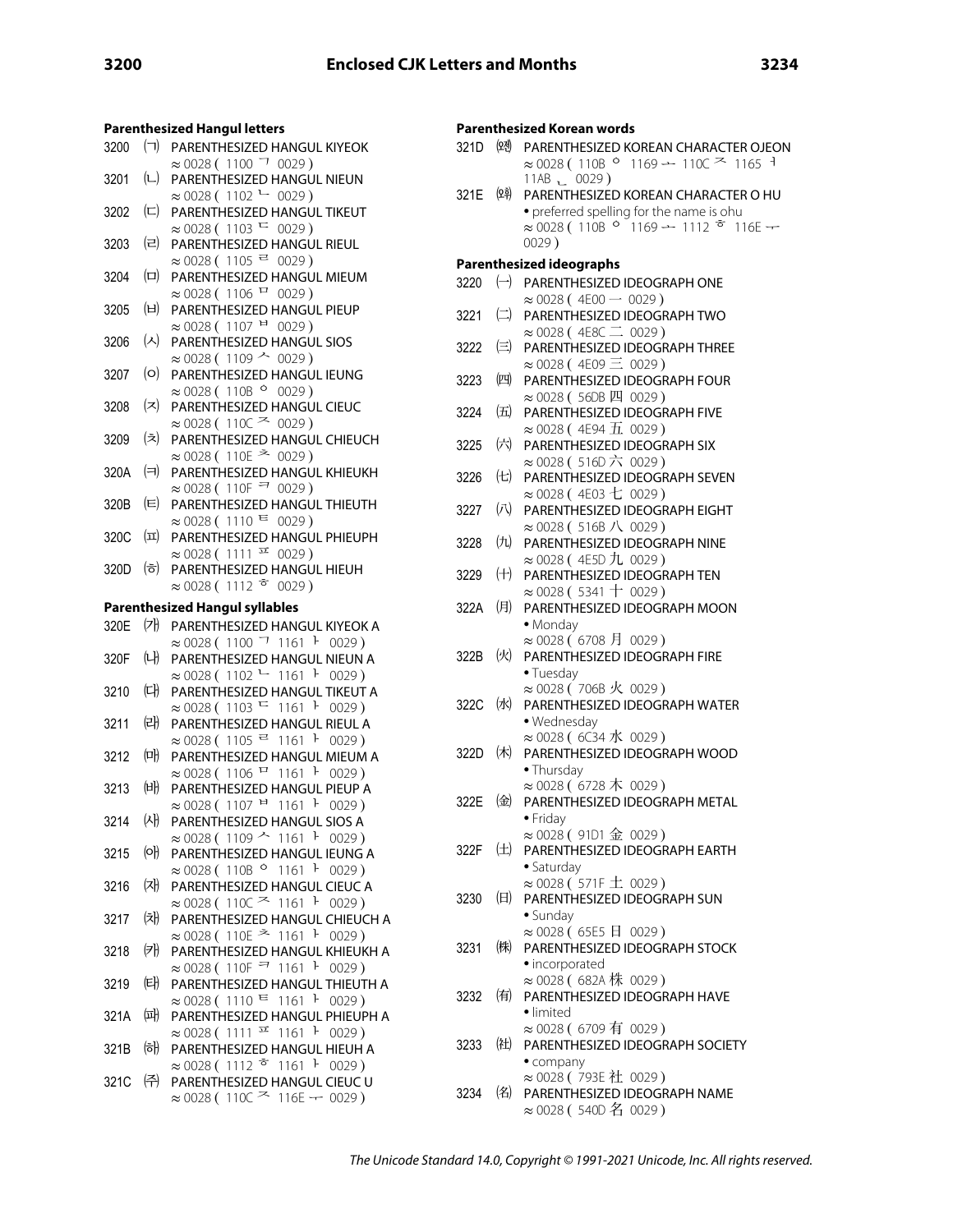### Parenthesized Hangul letters

3200 ㈀ PARENTHESIZED HANGUL KIYEOK
≈ 0028 ( 1100 ᄀ 0029 )

3201 ㈁ PARENTHESIZED HANGUL NIEUN
≈ 0028 ( 1102 ᄂ 0029 )

3202 ㈂ PARENTHESIZED HANGUL TIKEUT
≈ 0028 ( 1103 ᄃ 0029 )

3203 ㈃ PARENTHESIZED HANGUL RIEUL
≈ 0028 ( 1105 ᄅ 0029 )

3204 ㈄ PARENTHESIZED HANGUL MIEUM
≈ 0028 ( 1106 ᄆ 0029 )

3205 ㈅ PARENTHESIZED HANGUL PIEUP
≈ 0028 ( 1107 ᄇ 0029 )

3206 ㈆ PARENTHESIZED HANGUL SIOS
≈ 0028 ( 1109 ᄉ 0029 )

3207 ㈇ PARENTHESIZED HANGUL IEUNG
≈ 0028 ( 110B ᄋ 0029 )

3208 ㈈ PARENTHESIZED HANGUL CIEUC
≈ 0028 ( 110C ᄌ 0029 )

3209 ㈉ PARENTHESIZED HANGUL CHIEUCH
≈ 0028 ( 110E ᄎ 0029 )

320A ㈊ PARENTHESIZED HANGUL KHIEUKH
≈ 0028 ( 110F ᄏ 0029 )

320B ㈋ PARENTHESIZED HANGUL THIEUTH
≈ 0028 ( 1110 ᄐ 0029 )

320C ㈌ PARENTHESIZED HANGUL PHIEUPH
≈ 0028 ( 1111 ᄑ 0029 )

320D ㈍ PARENTHESIZED HANGUL HIEUH
≈ 0028 ( 1112 ᄒ 0029 )

### Parenthesized Hangul syllables

320E ㈎ PARENTHESIZED HANGUL KIYEOK A
≈ 0028 ( 1100 ᄀ 1161 ᅡ 0029 )

320F ㈏ PARENTHESIZED HANGUL NIEUN A
≈ 0028 ( 1102 ᄂ 1161 ᅡ 0029 )

3210 ㈐ PARENTHESIZED HANGUL TIKEUT A
≈ 0028 ( 1103 ᄃ 1161 ᅡ 0029 )

3211 ㈑ PARENTHESIZED HANGUL RIEUL A
≈ 0028 ( 1105 ᄅ 1161 ᅡ 0029 )

3212 ㈒ PARENTHESIZED HANGUL MIEUM A
≈ 0028 ( 1106 ᄆ 1161 ᅡ 0029 )

3213 ㈓ PARENTHESIZED HANGUL PIEUP A
≈ 0028 ( 1107 ᄇ 1161 ᅡ 0029 )

3214 ㈔ PARENTHESIZED HANGUL SIOS A
≈ 0028 ( 1109 ᄉ 1161 ᅡ 0029 )

3215 ㈕ PARENTHESIZED HANGUL IEUNG A
≈ 0028 ( 110B ᄋ 1161 ᅡ 0029 )

3216 ㈖ PARENTHESIZED HANGUL CIEUC A
≈ 0028 ( 110C ᄌ 1161 ᅡ 0029 )

3217 ㈗ PARENTHESIZED HANGUL CHIEUCH A
≈ 0028 ( 110E ᄎ 1161 ᅡ 0029 )

3218 ㈘ PARENTHESIZED HANGUL KHIEUKH A
≈ 0028 ( 110F ᄏ 1161 ᅡ 0029 )

3219 ㈙ PARENTHESIZED HANGUL THIEUTH A
≈ 0028 ( 1110 ᄐ 1161 ᅡ 0029 )

321A ㈚ PARENTHESIZED HANGUL PHIEUPH A
≈ 0028 ( 1111 ᄑ 1161 ᅡ 0029 )

321B ㈛ PARENTHESIZED HANGUL HIEUH A
≈ 0028 ( 1112 ᄒ 1161 ᅡ 0029 )

321C ㈜ PARENTHESIZED HANGUL CIEUC U
≈ 0028 ( 110C ᄌ 116E ᅮ 0029 )

### Parenthesized Korean words

321D ㈝ PARENTHESIZED KOREAN CHARACTER OJEON
≈ 0028 ( 110B ᄋ 1169 ᅩ 110C ᄌ 1165 ᅥ 11AB ᆫ 0029 )

321E ㈞ PARENTHESIZED KOREAN CHARACTER O HU
• preferred spelling for the name is ohu
≈ 0028 ( 110B ᄋ 1169 ᅩ 1112 ᄒ 116E ᅮ 0029 )

### Parenthesized ideographs

3220 ㈠ PARENTHESIZED IDEOGRAPH ONE
≈ 0028 ( 4E00 一 0029 )

3221 ㈡ PARENTHESIZED IDEOGRAPH TWO
≈ 0028 ( 4E8C 二 0029 )

3222 ㈢ PARENTHESIZED IDEOGRAPH THREE
≈ 0028 ( 4E09 三 0029 )

3223 ㈣ PARENTHESIZED IDEOGRAPH FOUR
≈ 0028 ( 56DB 四 0029 )

3224 ㈤ PARENTHESIZED IDEOGRAPH FIVE
≈ 0028 ( 4E94 五 0029 )

3225 ㈥ PARENTHESIZED IDEOGRAPH SIX
≈ 0028 ( 516D 六 0029 )

3226 ㈦ PARENTHESIZED IDEOGRAPH SEVEN
≈ 0028 ( 4E03 七 0029 )

3227 ㈧ PARENTHESIZED IDEOGRAPH EIGHT
≈ 0028 ( 516B 八 0029 )

3228 ㈨ PARENTHESIZED IDEOGRAPH NINE
≈ 0028 ( 4E5D 九 0029 )

3229 ㈩ PARENTHESIZED IDEOGRAPH TEN
≈ 0028 ( 5341 十 0029 )

322A ㈪ PARENTHESIZED IDEOGRAPH MOON
• Monday
≈ 0028 ( 6708 月 0029 )

322B ㈫ PARENTHESIZED IDEOGRAPH FIRE
• Tuesday
≈ 0028 ( 706B 火 0029 )

322C ㈬ PARENTHESIZED IDEOGRAPH WATER
• Wednesday
≈ 0028 ( 6C34 水 0029 )

322D ㈭ PARENTHESIZED IDEOGRAPH WOOD
• Thursday
≈ 0028 ( 6728 木 0029 )

322E ㈮ PARENTHESIZED IDEOGRAPH METAL
• Friday
≈ 0028 ( 91D1 金 0029 )

322F ㈯ PARENTHESIZED IDEOGRAPH EARTH
• Saturday
≈ 0028 ( 571F 土 0029 )

3230 ㈰ PARENTHESIZED IDEOGRAPH SUN
• Sunday
≈ 0028 ( 65E5 日 0029 )

3231 ㈱ PARENTHESIZED IDEOGRAPH STOCK
• incorporated
≈ 0028 ( 682A 株 0029 )

3232 ㈲ PARENTHESIZED IDEOGRAPH HAVE
• limited
≈ 0028 ( 6709 有 0029 )

3233 ㈳ PARENTHESIZED IDEOGRAPH SOCIETY
• company
≈ 0028 ( 793E 社 0029 )

3234 ㈴ PARENTHESIZED IDEOGRAPH NAME
≈ 0028 ( 540D 名 0029 )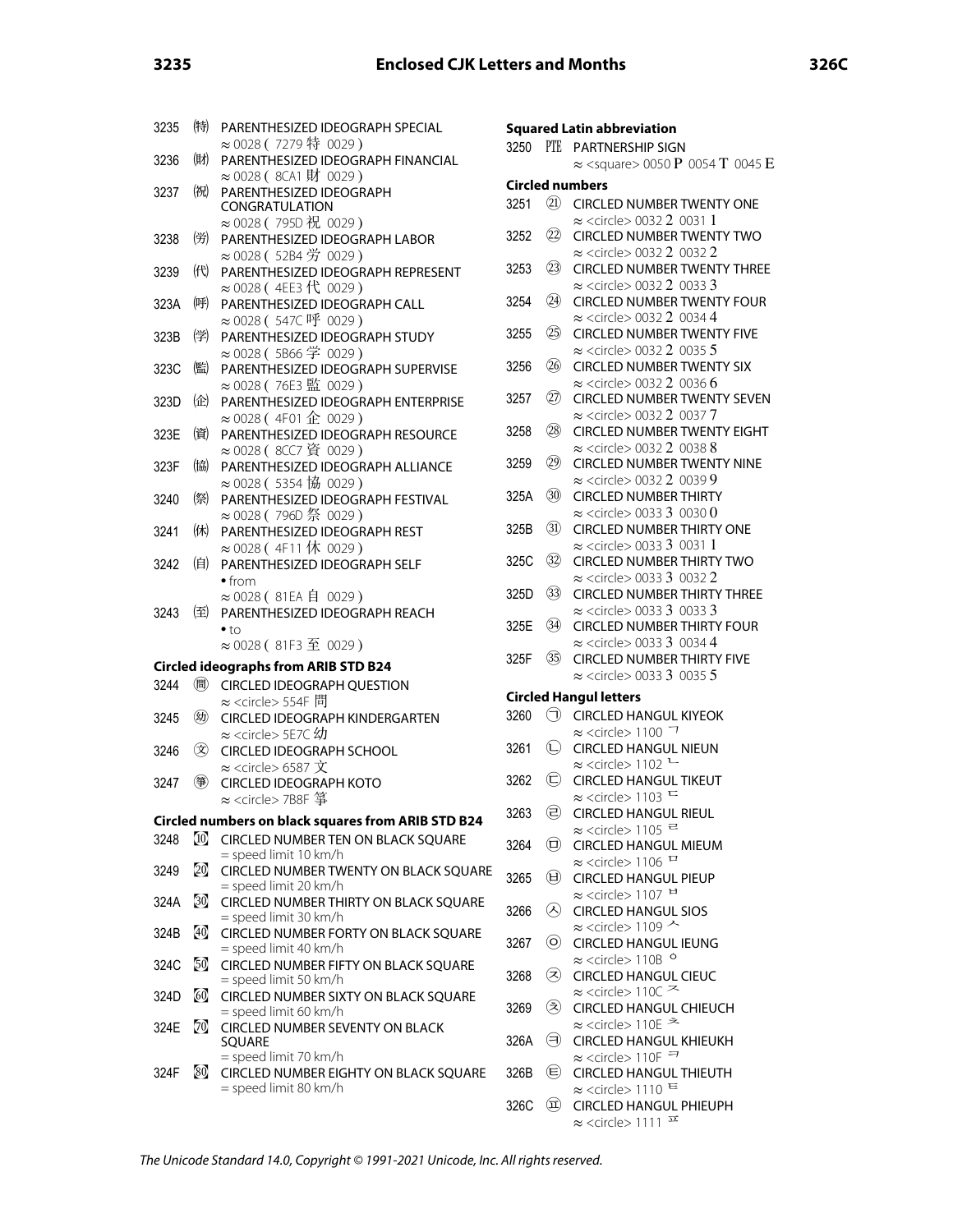3235 ㈵ PARENTHESIZED IDEOGRAPH SPECIAL
≈ 0028 ( 7279 特 0029 )

3236 ㈶ PARENTHESIZED IDEOGRAPH FINANCIAL
≈ 0028 ( 8CA1 財 0029 )

3237 ㈷ PARENTHESIZED IDEOGRAPH CONGRATULATION
≈ 0028 ( 795D 祝 0029 )

3238 ㈸ PARENTHESIZED IDEOGRAPH LABOR
≈ 0028 ( 52B4 労 0029 )

3239 ㈹ PARENTHESIZED IDEOGRAPH REPRESENT
≈ 0028 ( 4EE3 代 0029 )

323A ㈺ PARENTHESIZED IDEOGRAPH CALL
≈ 0028 ( 547C 呼 0029 )

323B ㈻ PARENTHESIZED IDEOGRAPH STUDY
≈ 0028 ( 5B66 学 0029 )

323C ㈼ PARENTHESIZED IDEOGRAPH SUPERVISE
≈ 0028 ( 76E3 監 0029 )

323D ㈽ PARENTHESIZED IDEOGRAPH ENTERPRISE
≈ 0028 ( 4F01 企 0029 )

323E ㈾ PARENTHESIZED IDEOGRAPH RESOURCE
≈ 0028 ( 8CC7 資 0029 )

323F ㈿ PARENTHESIZED IDEOGRAPH ALLIANCE
≈ 0028 ( 5354 協 0029 )

3240 ㉀ PARENTHESIZED IDEOGRAPH FESTIVAL
≈ 0028 ( 796D 祭 0029 )

3241 ㉁ PARENTHESIZED IDEOGRAPH REST
≈ 0028 ( 4F11 休 0029 )

3242 ㉂ PARENTHESIZED IDEOGRAPH SELF
• from
≈ 0028 ( 81EA 自 0029 )

3243 ㉃ PARENTHESIZED IDEOGRAPH REACH
• to
≈ 0028 ( 81F3 至 0029 )

### Circled ideographs from ARIB STD B24

3244 ㉄ CIRCLED IDEOGRAPH QUESTION
≈ <circle> 554F 問

3245 ㉅ CIRCLED IDEOGRAPH KINDERGARTEN
≈ <circle> 5E7C 幼

3246 ㉆ CIRCLED IDEOGRAPH SCHOOL
≈ <circle> 6587 文

3247 ㉇ CIRCLED IDEOGRAPH KOTO
≈ <circle> 7B8F 箏

### Circled numbers on black squares from ARIB STD B24

3248 ㉈ CIRCLED NUMBER TEN ON BLACK SQUARE
= speed limit 10 km/h

3249 ㉉ CIRCLED NUMBER TWENTY ON BLACK SQUARE
= speed limit 20 km/h

324A ㉊ CIRCLED NUMBER THIRTY ON BLACK SQUARE
= speed limit 30 km/h

324B ㉋ CIRCLED NUMBER FORTY ON BLACK SQUARE
= speed limit 40 km/h

324C ㉌ CIRCLED NUMBER FIFTY ON BLACK SQUARE
= speed limit 50 km/h

324D ㉍ CIRCLED NUMBER SIXTY ON BLACK SQUARE
= speed limit 60 km/h

324E ㉎ CIRCLED NUMBER SEVENTY ON BLACK SQUARE
= speed limit 70 km/h

324F ㉏ CIRCLED NUMBER EIGHTY ON BLACK SQUARE
= speed limit 80 km/h

### Squared Latin abbreviation

3250 ㉐ PARTNERSHIP SIGN
≈ <square> 0050 P 0054 T 0045 E

### Circled numbers

3251 ㉑ CIRCLED NUMBER TWENTY ONE
≈ <circle> 0032 2 0031 1

3252 ㉒ CIRCLED NUMBER TWENTY TWO
≈ <circle> 0032 2 0032 2

3253 ㉓ CIRCLED NUMBER TWENTY THREE
≈ <circle> 0032 2 0033 3

3254 ㉔ CIRCLED NUMBER TWENTY FOUR
≈ <circle> 0032 2 0034 4

3255 ㉕ CIRCLED NUMBER TWENTY FIVE
≈ <circle> 0032 2 0035 5

3256 ㉖ CIRCLED NUMBER TWENTY SIX
≈ <circle> 0032 2 0036 6

3257 ㉗ CIRCLED NUMBER TWENTY SEVEN
≈ <circle> 0032 2 0037 7

3258 ㉘ CIRCLED NUMBER TWENTY EIGHT
≈ <circle> 0032 2 0038 8

3259 ㉙ CIRCLED NUMBER TWENTY NINE
≈ <circle> 0032 2 0039 9

325A ㉚ CIRCLED NUMBER THIRTY
≈ <circle> 0033 3 0030 0

325B ㉛ CIRCLED NUMBER THIRTY ONE
≈ <circle> 0033 3 0031 1

325C ㉜ CIRCLED NUMBER THIRTY TWO
≈ <circle> 0033 3 0032 2

325D ㉝ CIRCLED NUMBER THIRTY THREE
≈ <circle> 0033 3 0033 3

325E ㉞ CIRCLED NUMBER THIRTY FOUR
≈ <circle> 0033 3 0034 4

325F ㉟ CIRCLED NUMBER THIRTY FIVE
≈ <circle> 0033 3 0035 5

### Circled Hangul letters

3260 ㉠ CIRCLED HANGUL KIYEOK
≈ <circle> 1100 ᄀ

3261 ㉡ CIRCLED HANGUL NIEUN
≈ <circle> 1102 ᄂ

3262 ㉢ CIRCLED HANGUL TIKEUT
≈ <circle> 1103 ᄃ

3263 ㉣ CIRCLED HANGUL RIEUL
≈ <circle> 1105 ᄅ

3264 ㉤ CIRCLED HANGUL MIEUM
≈ <circle> 1106 ᄆ

3265 ㉥ CIRCLED HANGUL PIEUP
≈ <circle> 1107 ᄇ

3266 ㉦ CIRCLED HANGUL SIOS
≈ <circle> 1109 ᄉ

3267 ㉧ CIRCLED HANGUL IEUNG
≈ <circle> 110B ᄋ

3268 ㉨ CIRCLED HANGUL CIEUC
≈ <circle> 110C ᄌ

3269 ㉩ CIRCLED HANGUL CHIEUCH
≈ <circle> 110E ᄎ

326A ㉪ CIRCLED HANGUL KHIEUKH
≈ <circle> 110F ᄏ

326B ㉫ CIRCLED HANGUL THIEUTH
≈ <circle> 1110 ᄐ

326C ㉬ CIRCLED HANGUL PHIEUPH
≈ <circle> 1111 ᄑ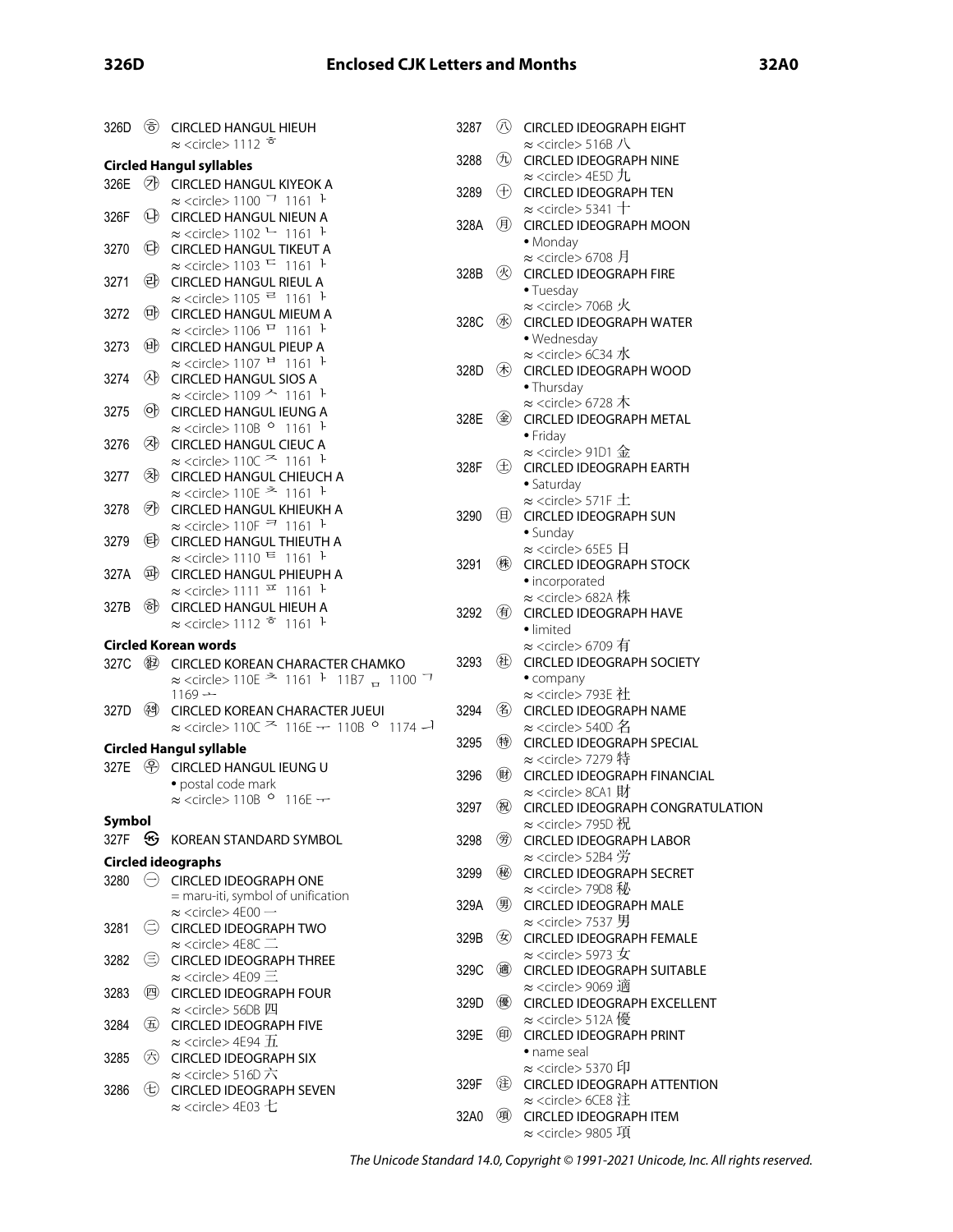326D ㉭ CIRCLED HANGUL HIEUH
≈ <circle> 1112 ᄒ

**Circled Hangul syllables**

326E ㉮ CIRCLED HANGUL KIYEOK A
≈ <circle> 1100 ᄀ 1161 ᅡ

326F ㉯ CIRCLED HANGUL NIEUN A
≈ <circle> 1102 ᄂ 1161 ᅡ

3270 ㉰ CIRCLED HANGUL TIKEUT A
≈ <circle> 1103 ᄃ 1161 ᅡ

3271 ㉱ CIRCLED HANGUL RIEUL A
≈ <circle> 1105 ᄅ 1161 ᅡ

3272 ㉲ CIRCLED HANGUL MIEUM A
≈ <circle> 1106 ᄆ 1161 ᅡ

3273 ㉳ CIRCLED HANGUL PIEUP A
≈ <circle> 1107 ᄇ 1161 ᅡ

3274 ㉴ CIRCLED HANGUL SIOS A
≈ <circle> 1109 ᄉ 1161 ᅡ

3275 ㉵ CIRCLED HANGUL IEUNG A
≈ <circle> 110B ᄋ 1161 ᅡ

3276 ㉶ CIRCLED HANGUL CIEUC A
≈ <circle> 110C ᄌ 1161 ᅡ

3277 ㉷ CIRCLED HANGUL CHIEUCH A
≈ <circle> 110E ᄎ 1161 ᅡ

3278 ㉸ CIRCLED HANGUL KHIEUKH A
≈ <circle> 110F ᄏ 1161 ᅡ

3279 ㉹ CIRCLED HANGUL THIEUTH A
≈ <circle> 1110 ᄐ 1161 ᅡ

327A ㉺ CIRCLED HANGUL PHIEUPH A
≈ <circle> 1111 ᄑ 1161 ᅡ

327B ㉻ CIRCLED HANGUL HIEUH A
≈ <circle> 1112 ᄒ 1161 ᅡ

**Circled Korean words**

327C ㉼ CIRCLED KOREAN CHARACTER CHAMKO
≈ <circle> 110E ᄎ 1161 ᅡ 11B7 ᆷ 1100 ᄀ 1169 ᅩ

327D ㉽ CIRCLED KOREAN CHARACTER JUEUI
≈ <circle> 110C ᄌ 116E ᅮ 110B ᄋ 1174 ᅴ

**Circled Hangul syllable**

327E ㉾ CIRCLED HANGUL IEUNG U
• postal code mark
≈ <circle> 110B ᄋ 116E ᅮ

**Symbol**

327F ㉿ KOREAN STANDARD SYMBOL

**Circled ideographs**

3280 ㊀ CIRCLED IDEOGRAPH ONE
= maru-iti, symbol of unification
≈ <circle> 4E00 一

3281 ㊁ CIRCLED IDEOGRAPH TWO
≈ <circle> 4E8C 二

3282 ㊂ CIRCLED IDEOGRAPH THREE
≈ <circle> 4E09 三

3283 ㊃ CIRCLED IDEOGRAPH FOUR
≈ <circle> 56DB 四

3284 ㊄ CIRCLED IDEOGRAPH FIVE
≈ <circle> 4E94 五

3285 ㊅ CIRCLED IDEOGRAPH SIX
≈ <circle> 516D 六

3286 ㊆ CIRCLED IDEOGRAPH SEVEN
≈ <circle> 4E03 七

3287 ㊇ CIRCLED IDEOGRAPH EIGHT
≈ <circle> 516B 八

3288 ㊈ CIRCLED IDEOGRAPH NINE
≈ <circle> 4E5D 九

3289 ㊉ CIRCLED IDEOGRAPH TEN
≈ <circle> 5341 十

328A ㊊ CIRCLED IDEOGRAPH MOON
• Monday
≈ <circle> 6708 月

328B ㊋ CIRCLED IDEOGRAPH FIRE
• Tuesday
≈ <circle> 706B 火

328C ㊌ CIRCLED IDEOGRAPH WATER
• Wednesday
≈ <circle> 6C34 水

328D ㊍ CIRCLED IDEOGRAPH WOOD
• Thursday
≈ <circle> 6728 木

328E ㊎ CIRCLED IDEOGRAPH METAL
• Friday
≈ <circle> 91D1 金

328F ㊏ CIRCLED IDEOGRAPH EARTH
• Saturday
≈ <circle> 571F 土

3290 ㊐ CIRCLED IDEOGRAPH SUN
• Sunday
≈ <circle> 65E5 日

3291 ㊑ CIRCLED IDEOGRAPH STOCK
• incorporated
≈ <circle> 682A 株

3292 ㊒ CIRCLED IDEOGRAPH HAVE
• limited
≈ <circle> 6709 有

3293 ㊓ CIRCLED IDEOGRAPH SOCIETY
• company
≈ <circle> 793E 社

3294 ㊔ CIRCLED IDEOGRAPH NAME
≈ <circle> 540D 名

3295 ㊕ CIRCLED IDEOGRAPH SPECIAL
≈ <circle> 7279 特

3296 ㊖ CIRCLED IDEOGRAPH FINANCIAL
≈ <circle> 8CA1 財

3297 ㊗ CIRCLED IDEOGRAPH CONGRATULATION
≈ <circle> 795D 祝

3298 ㊘ CIRCLED IDEOGRAPH LABOR
≈ <circle> 52B4 労

3299 ㊙ CIRCLED IDEOGRAPH SECRET
≈ <circle> 79D8 秘

329A ㊚ CIRCLED IDEOGRAPH MALE
≈ <circle> 7537 男

329B ㊛ CIRCLED IDEOGRAPH FEMALE
≈ <circle> 5973 女

329C ㊜ CIRCLED IDEOGRAPH SUITABLE
≈ <circle> 9069 適

329D ㊝ CIRCLED IDEOGRAPH EXCELLENT
≈ <circle> 512A 優

329E ㊞ CIRCLED IDEOGRAPH PRINT
• name seal
≈ <circle> 5370 印

329F ㊟ CIRCLED IDEOGRAPH ATTENTION
≈ <circle> 6CE8 注

32A0 ㊠ CIRCLED IDEOGRAPH ITEM
≈ <circle> 9805 項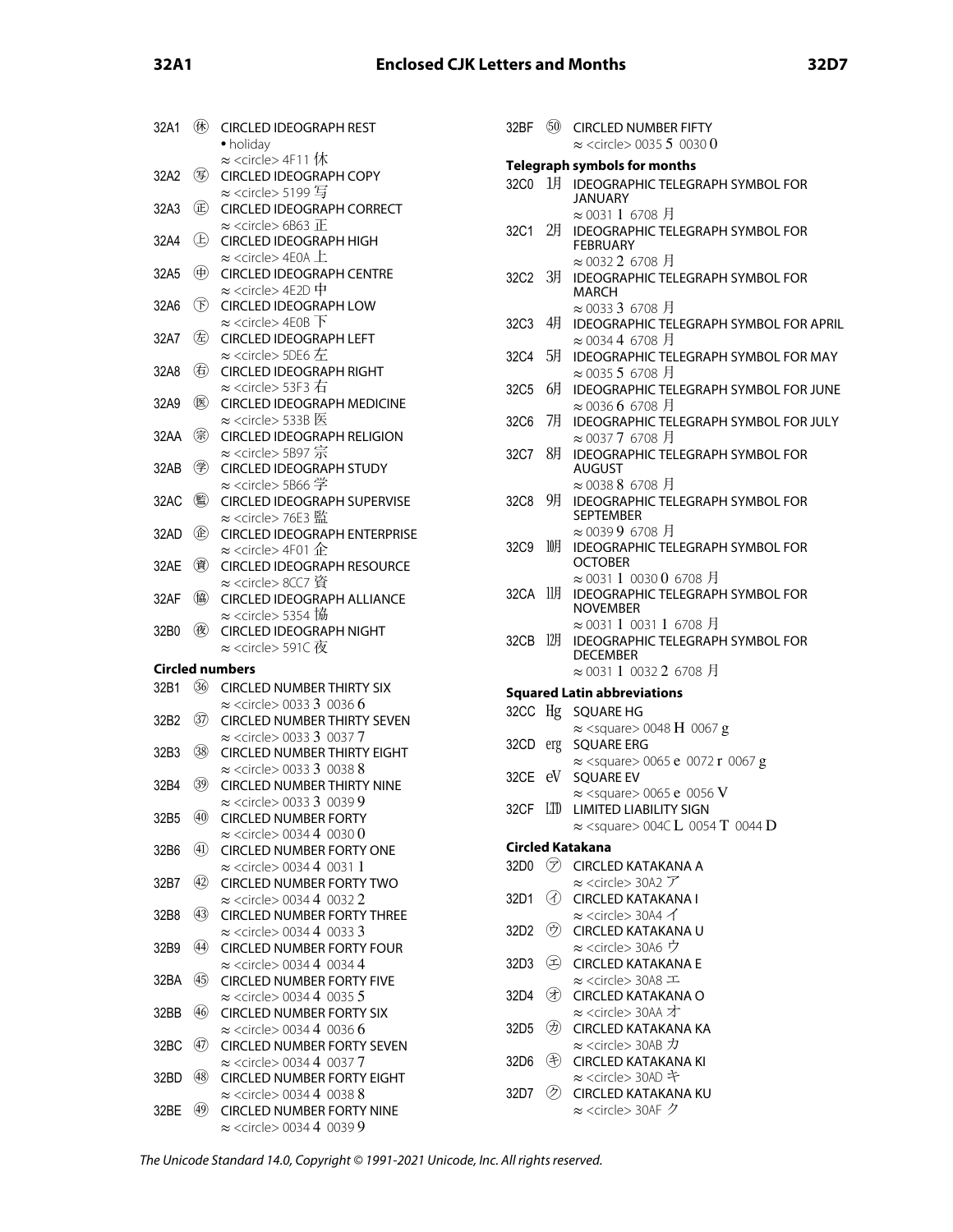32A1 ㊡ CIRCLED IDEOGRAPH REST
• holiday
≈ <circle> 4F11 休

32A2 ㊢ CIRCLED IDEOGRAPH COPY
≈ <circle> 5199 写

32A3 ㊣ CIRCLED IDEOGRAPH CORRECT
≈ <circle> 6B63 正

32A4 ㊤ CIRCLED IDEOGRAPH HIGH
≈ <circle> 4E0A 上

32A5 ㊥ CIRCLED IDEOGRAPH CENTRE
≈ <circle> 4E2D 中

32A6 ㊦ CIRCLED IDEOGRAPH LOW
≈ <circle> 4E0B 下

32A7 ㊧ CIRCLED IDEOGRAPH LEFT
≈ <circle> 5DE6 左

32A8 ㊨ CIRCLED IDEOGRAPH RIGHT
≈ <circle> 53F3 右

32A9 ㊩ CIRCLED IDEOGRAPH MEDICINE
≈ <circle> 533B 医

32AA ㊪ CIRCLED IDEOGRAPH RELIGION
≈ <circle> 5B97 宗

32AB ㊫ CIRCLED IDEOGRAPH STUDY
≈ <circle> 5B66 学

32AC ㊬ CIRCLED IDEOGRAPH SUPERVISE
≈ <circle> 76E3 監

32AD ㊭ CIRCLED IDEOGRAPH ENTERPRISE
≈ <circle> 4F01 企

32AE ㊮ CIRCLED IDEOGRAPH RESOURCE
≈ <circle> 8CC7 資

32AF ㊯ CIRCLED IDEOGRAPH ALLIANCE
≈ <circle> 5354 協

32B0 ㊰ CIRCLED IDEOGRAPH NIGHT
≈ <circle> 591C 夜

**Circled numbers**

32B1 ㊱ CIRCLED NUMBER THIRTY SIX
≈ <circle> 0033 3 0036 6

32B2 ㊲ CIRCLED NUMBER THIRTY SEVEN
≈ <circle> 0033 3 0037 7

32B3 ㊳ CIRCLED NUMBER THIRTY EIGHT
≈ <circle> 0033 3 0038 8

32B4 ㊴ CIRCLED NUMBER THIRTY NINE
≈ <circle> 0033 3 0039 9

32B5 ㊵ CIRCLED NUMBER FORTY
≈ <circle> 0034 4 0030 0

32B6 ㊶ CIRCLED NUMBER FORTY ONE
≈ <circle> 0034 4 0031 1

32B7 ㊷ CIRCLED NUMBER FORTY TWO
≈ <circle> 0034 4 0032 2

32B8 ㊸ CIRCLED NUMBER FORTY THREE
≈ <circle> 0034 4 0033 3

32B9 ㊹ CIRCLED NUMBER FORTY FOUR
≈ <circle> 0034 4 0034 4

32BA ㊺ CIRCLED NUMBER FORTY FIVE
≈ <circle> 0034 4 0035 5

32BB ㊻ CIRCLED NUMBER FORTY SIX
≈ <circle> 0034 4 0036 6

32BC ㊼ CIRCLED NUMBER FORTY SEVEN
≈ <circle> 0034 4 0037 7

32BD ㊽ CIRCLED NUMBER FORTY EIGHT
≈ <circle> 0034 4 0038 8

32BE ㊾ CIRCLED NUMBER FORTY NINE
≈ <circle> 0034 4 0039 9

32BF ㊿ CIRCLED NUMBER FIFTY
≈ <circle> 0035 5 0030 0

**Telegraph symbols for months**

32C0 ㋀ IDEOGRAPHIC TELEGRAPH SYMBOL FOR JANUARY
≈ 0031 1 6708 月

32C1 ㋁ IDEOGRAPHIC TELEGRAPH SYMBOL FOR FEBRUARY
≈ 0032 2 6708 月

32C2 ㋂ IDEOGRAPHIC TELEGRAPH SYMBOL FOR MARCH
≈ 0033 3 6708 月

32C3 ㋃ IDEOGRAPHIC TELEGRAPH SYMBOL FOR APRIL
≈ 0034 4 6708 月

32C4 ㋄ IDEOGRAPHIC TELEGRAPH SYMBOL FOR MAY
≈ 0035 5 6708 月

32C5 ㋅ IDEOGRAPHIC TELEGRAPH SYMBOL FOR JUNE
≈ 0036 6 6708 月

32C6 ㋆ IDEOGRAPHIC TELEGRAPH SYMBOL FOR JULY
≈ 0037 7 6708 月

32C7 ㋇ IDEOGRAPHIC TELEGRAPH SYMBOL FOR AUGUST
≈ 0038 8 6708 月

32C8 ㋈ IDEOGRAPHIC TELEGRAPH SYMBOL FOR SEPTEMBER
≈ 0039 9 6708 月

32C9 ㋉ IDEOGRAPHIC TELEGRAPH SYMBOL FOR OCTOBER
≈ 0031 1 0030 0 6708 月

32CA ㋊ IDEOGRAPHIC TELEGRAPH SYMBOL FOR NOVEMBER
≈ 0031 1 0031 1 6708 月

32CB ㋋ IDEOGRAPHIC TELEGRAPH SYMBOL FOR DECEMBER
≈ 0031 1 0032 2 6708 月

**Squared Latin abbreviations**

32CC ㋌ SQUARE HG
≈ <square> 0048 H 0067 g

32CD ㋍ SQUARE ERG
≈ <square> 0065 e 0072 r 0067 g

32CE ㋎ SQUARE EV
≈ <square> 0065 e 0056 V

32CF ㋏ LIMITED LIABILITY SIGN
≈ <square> 004C L 0054 T 0044 D

**Circled Katakana**

32D0 ㋐ CIRCLED KATAKANA A
≈ <circle> 30A2 ア

32D1 ㋑ CIRCLED KATAKANA I
≈ <circle> 30A4 イ

32D2 ㋒ CIRCLED KATAKANA U
≈ <circle> 30A6 ウ

32D3 ㋓ CIRCLED KATAKANA E
≈ <circle> 30A8 エ

32D4 ㋔ CIRCLED KATAKANA O
≈ <circle> 30AA オ

32D5 ㋕ CIRCLED KATAKANA KA
≈ <circle> 30AB カ

32D6 ㋖ CIRCLED KATAKANA KI
≈ <circle> 30AD キ

32D7 ㋗ CIRCLED KATAKANA KU
≈ <circle> 30AF ク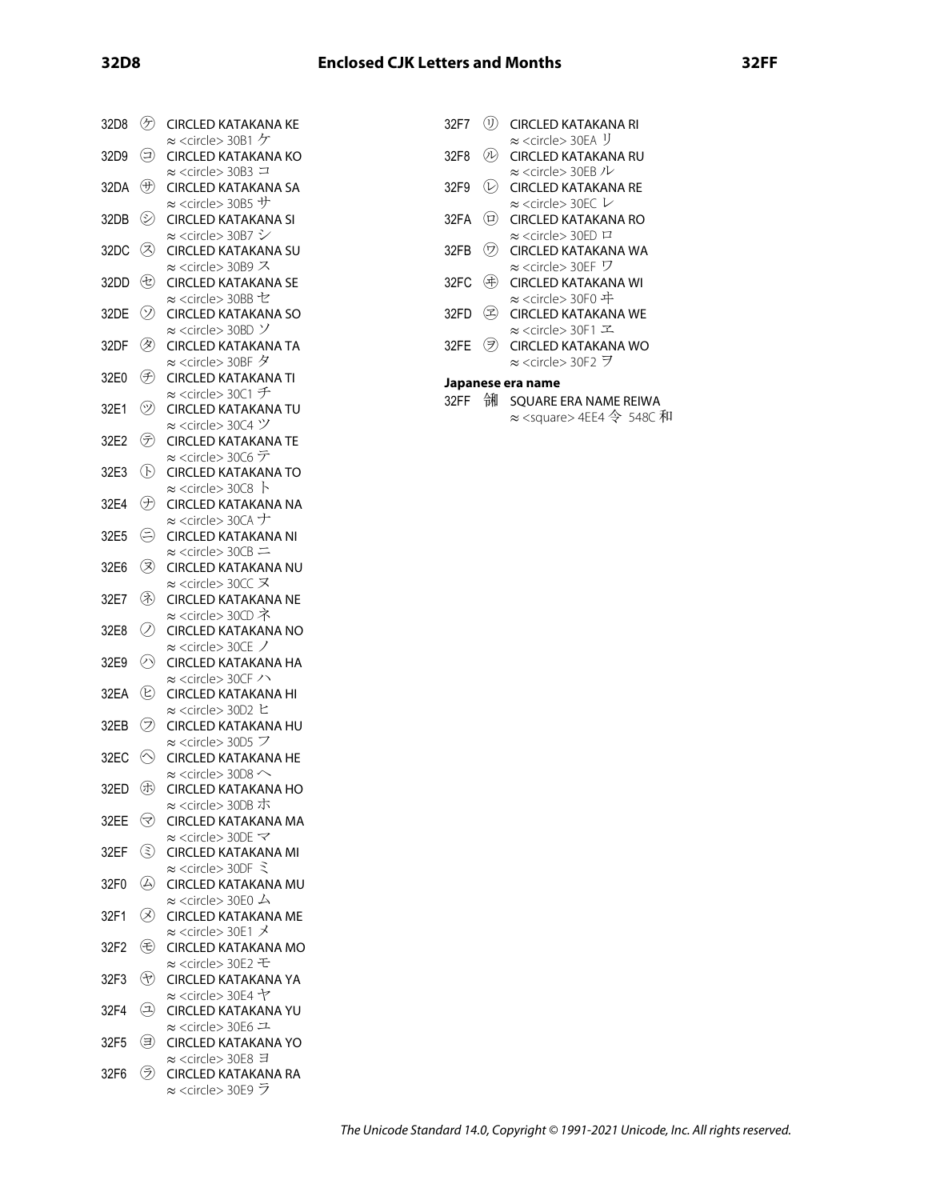32D8 ㋘ CIRCLED KATAKANA KE
≈ <circle> 30B1 ケ
32D9 ㋙ CIRCLED KATAKANA KO
≈ <circle> 30B3 コ
32DA ㋚ CIRCLED KATAKANA SA
≈ <circle> 30B5 サ
32DB ㋛ CIRCLED KATAKANA SI
≈ <circle> 30B7 シ
32DC ㋜ CIRCLED KATAKANA SU
≈ <circle> 30B9 ス
32DD ㋝ CIRCLED KATAKANA SE
≈ <circle> 30BB セ
32DE ㋞ CIRCLED KATAKANA SO
≈ <circle> 30BD ソ
32DF ㋟ CIRCLED KATAKANA TA
≈ <circle> 30BF タ
32E0 ㋠ CIRCLED KATAKANA TI
≈ <circle> 30C1 チ
32E1 ㋡ CIRCLED KATAKANA TU
≈ <circle> 30C4 ツ
32E2 ㋢ CIRCLED KATAKANA TE
≈ <circle> 30C6 テ
32E3 ㋣ CIRCLED KATAKANA TO
≈ <circle> 30C8 ト
32E4 ㋤ CIRCLED KATAKANA NA
≈ <circle> 30CA ナ
32E5 ㋥ CIRCLED KATAKANA NI
≈ <circle> 30CB ニ
32E6 ㋦ CIRCLED KATAKANA NU
≈ <circle> 30CC ヌ
32E7 ㋧ CIRCLED KATAKANA NE
≈ <circle> 30CD ネ
32E8 ㋨ CIRCLED KATAKANA NO
≈ <circle> 30CE ノ
32E9 ㋩ CIRCLED KATAKANA HA
≈ <circle> 30CF ハ
32EA ㋪ CIRCLED KATAKANA HI
≈ <circle> 30D2 ヒ
32EB ㋫ CIRCLED KATAKANA HU
≈ <circle> 30D5 フ
32EC ㋬ CIRCLED KATAKANA HE
≈ <circle> 30D8 ヘ
32ED ㋭ CIRCLED KATAKANA HO
≈ <circle> 30DB ホ
32EE ㋮ CIRCLED KATAKANA MA
≈ <circle> 30DE マ
32EF ㋯ CIRCLED KATAKANA MI
≈ <circle> 30DF ミ
32F0 ㋰ CIRCLED KATAKANA MU
≈ <circle> 30E0 ム
32F1 ㋱ CIRCLED KATAKANA ME
≈ <circle> 30E1 メ
32F2 ㋲ CIRCLED KATAKANA MO
≈ <circle> 30E2 モ
32F3 ㋳ CIRCLED KATAKANA YA
≈ <circle> 30E4 ヤ
32F4 ㋴ CIRCLED KATAKANA YU
≈ <circle> 30E6 ユ
32F5 ㋵ CIRCLED KATAKANA YO
≈ <circle> 30E8 ヨ
32F6 ㋶ CIRCLED KATAKANA RA
≈ <circle> 30E9 ラ
32F7 ㋷ CIRCLED KATAKANA RI
≈ <circle> 30EA リ
32F8 ㋸ CIRCLED KATAKANA RU
≈ <circle> 30EB ル
32F9 ㋹ CIRCLED KATAKANA RE
≈ <circle> 30EC レ
32FA ㋺ CIRCLED KATAKANA RO
≈ <circle> 30ED ロ
32FB ㋻ CIRCLED KATAKANA WA
≈ <circle> 30EF ワ
32FC ㋼ CIRCLED KATAKANA WI
≈ <circle> 30F0 ヰ
32FD ㋽ CIRCLED KATAKANA WE
≈ <circle> 30F1 ヱ
32FE ㋾ CIRCLED KATAKANA WO
≈ <circle> 30F2 ヲ

**Japanese era name**

32FF ㋿ SQUARE ERA NAME REIWA
≈ <square> 4EE4 令 548C 和